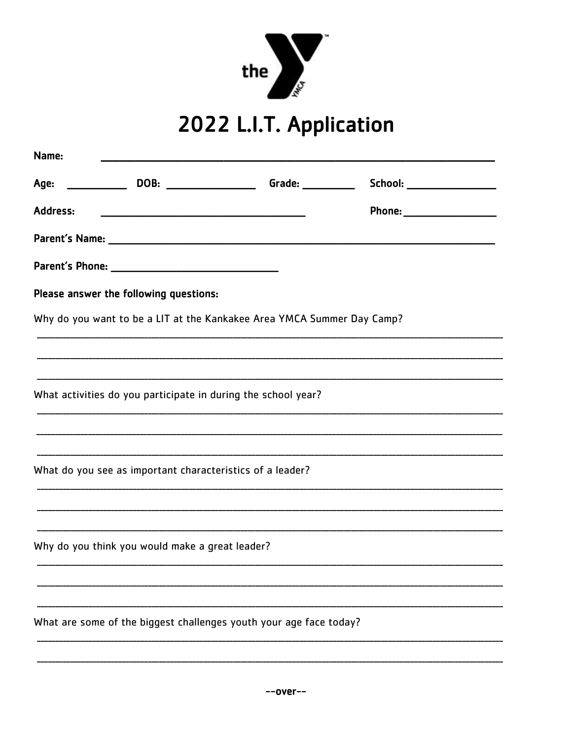# 2022 L.I.T. Application

**Name:** ______________________________________________________________

**Age:** __________ **DOB:** _______________ **Grade:** _________ **School:** _______________

**Address:** ________________________________ **Phone:** _______________

**Parent's Name:** ______________________________________________________________

**Parent's Phone:** __________________________

**Please answer the following questions:**

Why do you want to be a LIT at the Kankakee Area YMCA Summer Day Camp?

________________________________________________________________________________

________________________________________________________________________________

________________________________________________________________________________

What activities do you participate in during the school year?

________________________________________________________________________________

________________________________________________________________________________

________________________________________________________________________________

What do you see as important characteristics of a leader?

________________________________________________________________________________

________________________________________________________________________________

________________________________________________________________________________

Why do you think you would make a great leader?

________________________________________________________________________________

________________________________________________________________________________

________________________________________________________________________________

What are some of the biggest challenges youth your age face today?

________________________________________________________________________________

________________________________________________________________________________

--over--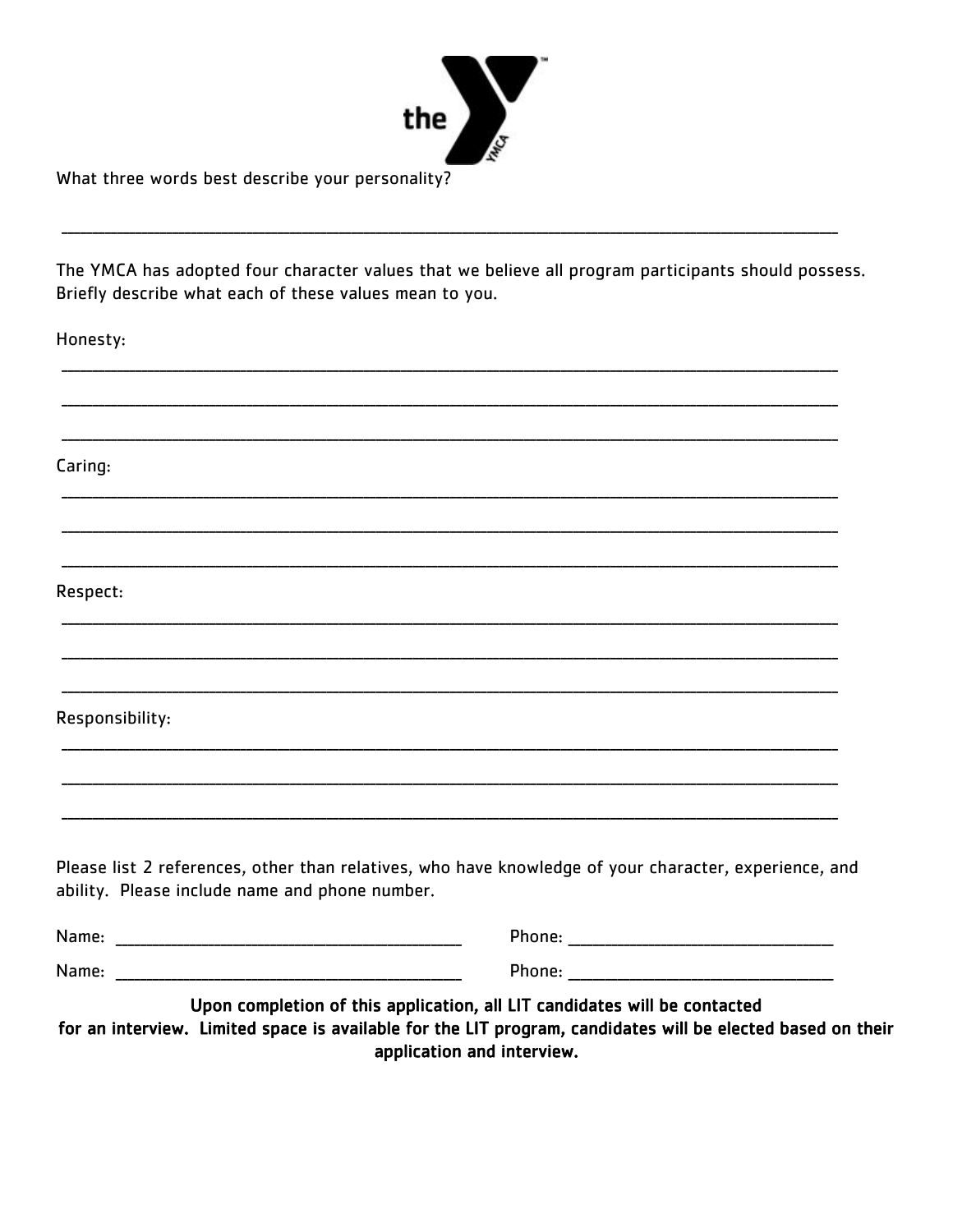What three words best describe your personality?

_______________________________________________________________________________

The YMCA has adopted four character values that we believe all program participants should possess. Briefly describe what each of these values mean to you.

Honesty:

_______________________________________________________________________________

_______________________________________________________________________________

_______________________________________________________________________________

Caring:

_______________________________________________________________________________

_______________________________________________________________________________

_______________________________________________________________________________

Respect:

_______________________________________________________________________________

_______________________________________________________________________________

_______________________________________________________________________________

Responsibility:

_______________________________________________________________________________

_______________________________________________________________________________

_______________________________________________________________________________

Please list 2 references, other than relatives, who have knowledge of your character, experience, and ability. Please include name and phone number.

Name: ___________________________________ Phone: __________________________

Name: ___________________________________ Phone: __________________________

**Upon completion of this application, all LIT candidates will be contacted for an interview. Limited space is available for the LIT program, candidates will be elected based on their application and interview.**